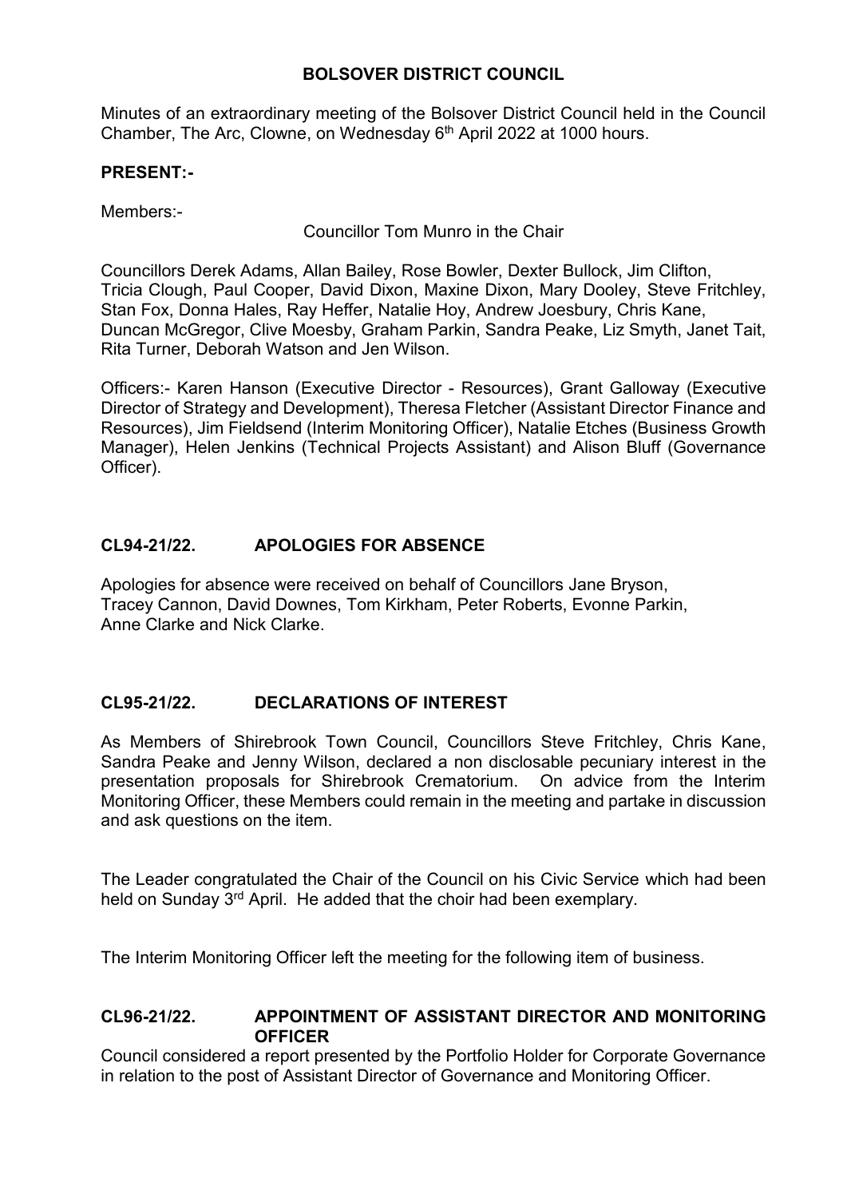# BOLSOVER DISTRICT COUNCIL

Minutes of an extraordinary meeting of the Bolsover District Council held in the Council Chamber, The Arc, Clowne, on Wednesday 6th April 2022 at 1000 hours.

**PRESENT:-**

Members:-

Councillor Tom Munro in the Chair

Councillors Derek Adams, Allan Bailey, Rose Bowler, Dexter Bullock, Jim Clifton, Tricia Clough, Paul Cooper, David Dixon, Maxine Dixon, Mary Dooley, Steve Fritchley, Stan Fox, Donna Hales, Ray Heffer, Natalie Hoy, Andrew Joesbury, Chris Kane, Duncan McGregor, Clive Moesby, Graham Parkin, Sandra Peake, Liz Smyth, Janet Tait, Rita Turner, Deborah Watson and Jen Wilson.

Officers:- Karen Hanson (Executive Director - Resources), Grant Galloway (Executive Director of Strategy and Development), Theresa Fletcher (Assistant Director Finance and Resources), Jim Fieldsend (Interim Monitoring Officer), Natalie Etches (Business Growth Manager), Helen Jenkins (Technical Projects Assistant) and Alison Bluff (Governance Officer).

## CL94-21/22. APOLOGIES FOR ABSENCE

Apologies for absence were received on behalf of Councillors Jane Bryson, Tracey Cannon, David Downes, Tom Kirkham, Peter Roberts, Evonne Parkin, Anne Clarke and Nick Clarke.

## CL95-21/22. DECLARATIONS OF INTEREST

As Members of Shirebrook Town Council, Councillors Steve Fritchley, Chris Kane, Sandra Peake and Jenny Wilson, declared a non disclosable pecuniary interest in the presentation proposals for Shirebrook Crematorium. On advice from the Interim Monitoring Officer, these Members could remain in the meeting and partake in discussion and ask questions on the item.

The Leader congratulated the Chair of the Council on his Civic Service which had been held on Sunday 3rd April. He added that the choir had been exemplary.

The Interim Monitoring Officer left the meeting for the following item of business.

## CL96-21/22. APPOINTMENT OF ASSISTANT DIRECTOR AND MONITORING OFFICER

Council considered a report presented by the Portfolio Holder for Corporate Governance in relation to the post of Assistant Director of Governance and Monitoring Officer.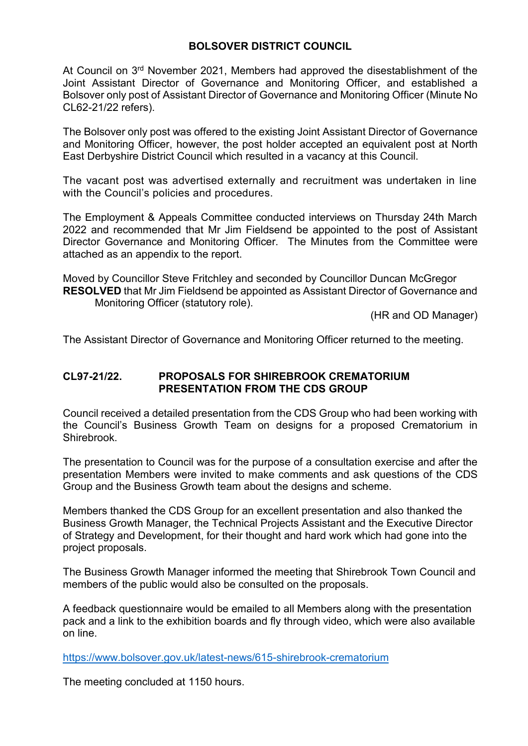**BOLSOVER DISTRICT COUNCIL**

At Council on 3rd November 2021, Members had approved the disestablishment of the Joint Assistant Director of Governance and Monitoring Officer, and established a Bolsover only post of Assistant Director of Governance and Monitoring Officer (Minute No CL62-21/22 refers).

The Bolsover only post was offered to the existing Joint Assistant Director of Governance and Monitoring Officer, however, the post holder accepted an equivalent post at North East Derbyshire District Council which resulted in a vacancy at this Council.

The vacant post was advertised externally and recruitment was undertaken in line with the Council's policies and procedures.

The Employment & Appeals Committee conducted interviews on Thursday 24th March 2022 and recommended that Mr Jim Fieldsend be appointed to the post of Assistant Director Governance and Monitoring Officer. The Minutes from the Committee were attached as an appendix to the report.

Moved by Councillor Steve Fritchley and seconded by Councillor Duncan McGregor
**RESOLVED** that Mr Jim Fieldsend be appointed as Assistant Director of Governance and Monitoring Officer (statutory role).

(HR and OD Manager)

The Assistant Director of Governance and Monitoring Officer returned to the meeting.

## CL97-21/22. PROPOSALS FOR SHIREBROOK CREMATORIUM PRESENTATION FROM THE CDS GROUP

Council received a detailed presentation from the CDS Group who had been working with the Council's Business Growth Team on designs for a proposed Crematorium in Shirebrook.

The presentation to Council was for the purpose of a consultation exercise and after the presentation Members were invited to make comments and ask questions of the CDS Group and the Business Growth team about the designs and scheme.

Members thanked the CDS Group for an excellent presentation and also thanked the Business Growth Manager, the Technical Projects Assistant and the Executive Director of Strategy and Development, for their thought and hard work which had gone into the project proposals.

The Business Growth Manager informed the meeting that Shirebrook Town Council and members of the public would also be consulted on the proposals.

A feedback questionnaire would be emailed to all Members along with the presentation pack and a link to the exhibition boards and fly through video, which were also available on line.

https://www.bolsover.gov.uk/latest-news/615-shirebrook-crematorium

The meeting concluded at 1150 hours.